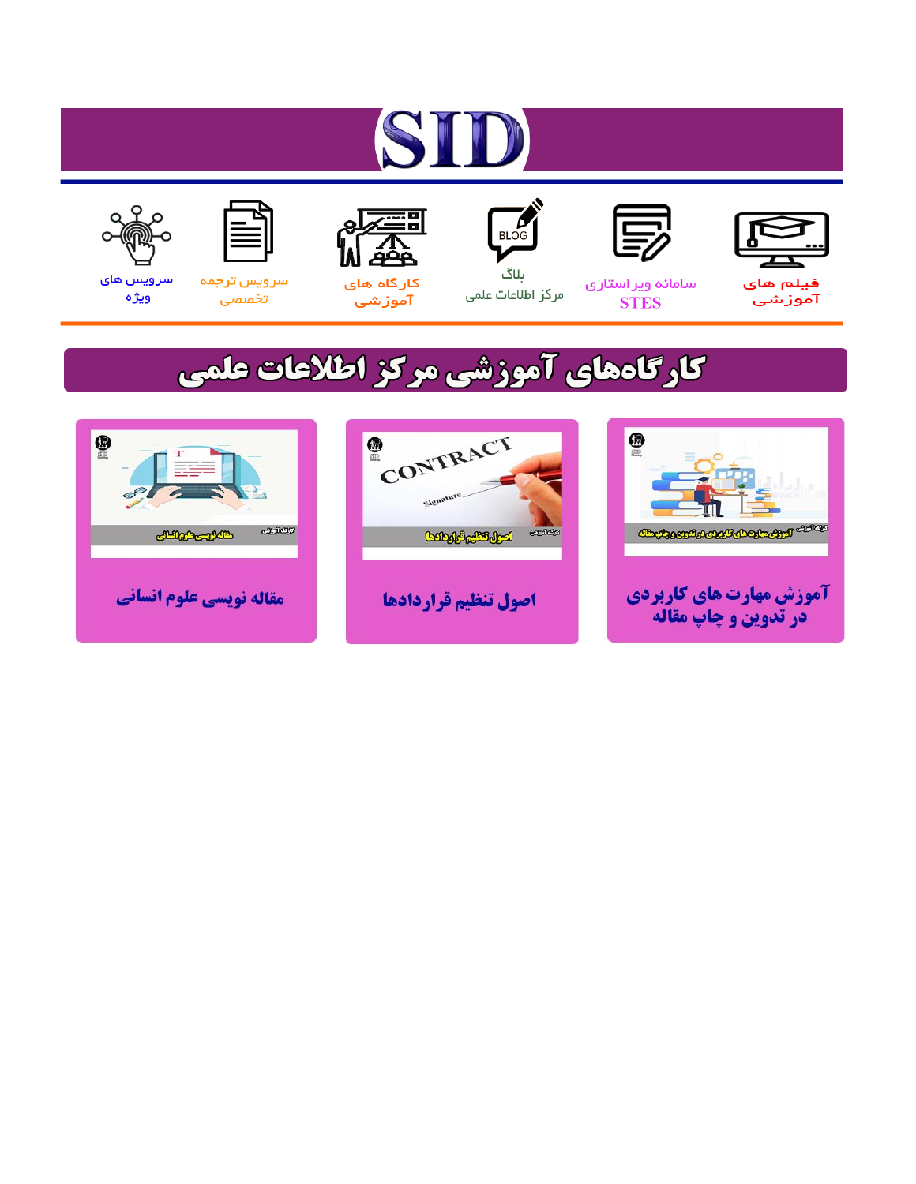# SID

فیلم های آموزشی

سامانه ویراستاری STES

بلاگ مرکز اطلاعات علمی

کارگاه های آموزشی

سرویس ترجمه تخصصی

سرویس های ویژه

## کارگاه‌های آموزشی مرکز اطلاعات علمی

آموزش مهارت های کاربردی در تدوین و چاپ مقاله

اصول تنظیم قراردادها

مقاله نویسی علوم انسانی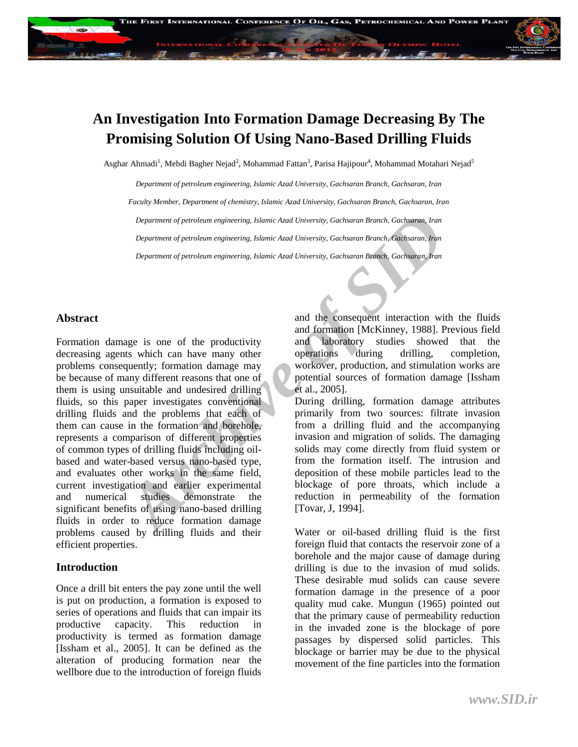# An Investigation Into Formation Damage Decreasing By The Promising Solution Of Using Nano-Based Drilling Fluids

Asghar Ahmadi[1], Mehdi Bagher Nejad[2], Mohammad Fattan[3], Parisa Hajipour[4], Mohammad Motahari Nejad[5]

*Department of petroleum engineering, Islamic Azad University, Gachsaran Branch, Gachsaran, Iran*

*Faculty Member, Department of chemistry, Islamic Azad University, Gachsaran Branch, Gachsaran, Iran*

*Department of petroleum engineering, Islamic Azad University, Gachsaran Branch, Gachsaran, Iran*

*Department of petroleum engineering, Islamic Azad University, Gachsaran Branch, Gachsaran, Iran*

*Department of petroleum engineering, Islamic Azad University, Gachsaran Branch, Gachsaran, Iran*

## Abstract

Formation damage is one of the productivity decreasing agents which can have many other problems consequently; formation damage may be because of many different reasons that one of them is using unsuitable and undesired drilling fluids, so this paper investigates conventional drilling fluids and the problems that each of them can cause in the formation and borehole, represents a comparison of different properties of common types of drilling fluids including oil-based and water-based versus nano-based type, and evaluates other works in the same field, current investigation and earlier experimental and numerical studies demonstrate the significant benefits of using nano-based drilling fluids in order to reduce formation damage problems caused by drilling fluids and their efficient properties.

## Introduction

Once a drill bit enters the pay zone until the well is put on production, a formation is exposed to series of operations and fluids that can impair its productive capacity. This reduction in productivity is termed as formation damage [Issham et al., 2005]. It can be defined as the alteration of producing formation near the wellbore due to the introduction of foreign fluids and the consequent interaction with the fluids and formation [McKinney, 1988]. Previous field and laboratory studies showed that the operations during drilling, completion, workover, production, and stimulation works are potential sources of formation damage [Issham et al., 2005].

During drilling, formation damage attributes primarily from two sources: filtrate invasion from a drilling fluid and the accompanying invasion and migration of solids. The damaging solids may come directly from fluid system or from the formation itself. The intrusion and deposition of these mobile particles lead to the blockage of pore throats, which include a reduction in permeability of the formation [Tovar, J, 1994].

Water or oil-based drilling fluid is the first foreign fluid that contacts the reservoir zone of a borehole and the major cause of damage during drilling is due to the invasion of mud solids. These desirable mud solids can cause severe formation damage in the presence of a poor quality mud cake. Mungun (1965) pointed out that the primary cause of permeability reduction in the invaded zone is the blockage of pore passages by dispersed solid particles. This blockage or barrier may be due to the physical movement of the fine particles into the formation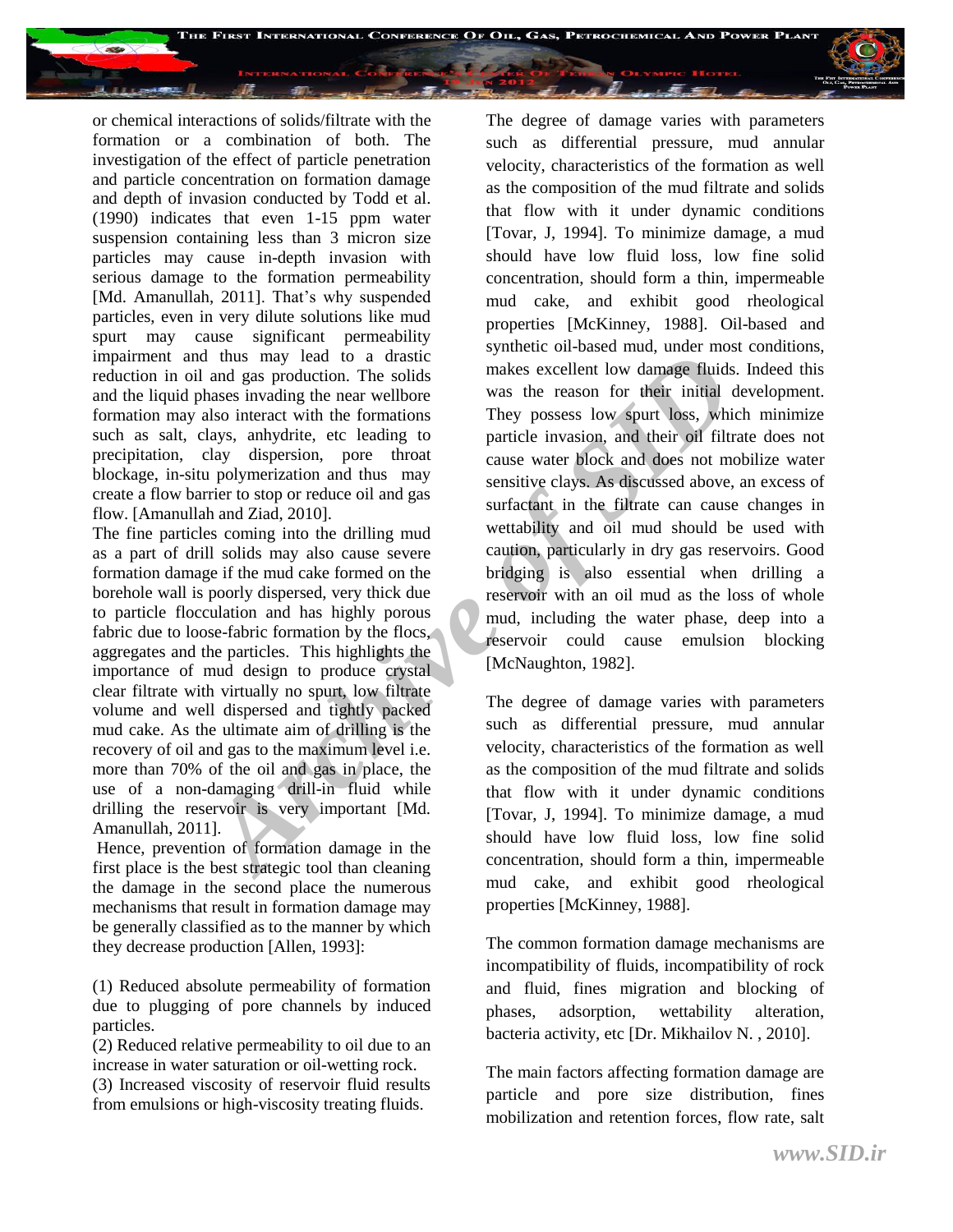or chemical interactions of solids/filtrate with the formation or a combination of both. The investigation of the effect of particle penetration and particle concentration on formation damage and depth of invasion conducted by Todd et al. (1990) indicates that even 1-15 ppm water suspension containing less than 3 micron size particles may cause in-depth invasion with serious damage to the formation permeability [Md. Amanullah, 2011]. That's why suspended particles, even in very dilute solutions like mud spurt may cause significant permeability impairment and thus may lead to a drastic reduction in oil and gas production. The solids and the liquid phases invading the near wellbore formation may also interact with the formations such as salt, clays, anhydrite, etc leading to precipitation, clay dispersion, pore throat blockage, in-situ polymerization and thus may create a flow barrier to stop or reduce oil and gas flow. [Amanullah and Ziad, 2010].

The fine particles coming into the drilling mud as a part of drill solids may also cause severe formation damage if the mud cake formed on the borehole wall is poorly dispersed, very thick due to particle flocculation and has highly porous fabric due to loose-fabric formation by the flocs, aggregates and the particles. This highlights the importance of mud design to produce crystal clear filtrate with virtually no spurt, low filtrate volume and well dispersed and tightly packed mud cake. As the ultimate aim of drilling is the recovery of oil and gas to the maximum level i.e. more than 70% of the oil and gas in place, the use of a non-damaging drill-in fluid while drilling the reservoir is very important [Md. Amanullah, 2011].

Hence, prevention of formation damage in the first place is the best strategic tool than cleaning the damage in the second place the numerous mechanisms that result in formation damage may be generally classified as to the manner by which they decrease production [Allen, 1993]:

(1) Reduced absolute permeability of formation due to plugging of pore channels by induced particles.

(2) Reduced relative permeability to oil due to an increase in water saturation or oil-wetting rock.

(3) Increased viscosity of reservoir fluid results from emulsions or high-viscosity treating fluids.

The degree of damage varies with parameters such as differential pressure, mud annular velocity, characteristics of the formation as well as the composition of the mud filtrate and solids that flow with it under dynamic conditions [Tovar, J, 1994]. To minimize damage, a mud should have low fluid loss, low fine solid concentration, should form a thin, impermeable mud cake, and exhibit good rheological properties [McKinney, 1988]. Oil-based and synthetic oil-based mud, under most conditions, makes excellent low damage fluids. Indeed this was the reason for their initial development. They possess low spurt loss, which minimize particle invasion, and their oil filtrate does not cause water block and does not mobilize water sensitive clays. As discussed above, an excess of surfactant in the filtrate can cause changes in wettability and oil mud should be used with caution, particularly in dry gas reservoirs. Good bridging is also essential when drilling a reservoir with an oil mud as the loss of whole mud, including the water phase, deep into a reservoir could cause emulsion blocking [McNaughton, 1982].

The degree of damage varies with parameters such as differential pressure, mud annular velocity, characteristics of the formation as well as the composition of the mud filtrate and solids that flow with it under dynamic conditions [Tovar, J, 1994]. To minimize damage, a mud should have low fluid loss, low fine solid concentration, should form a thin, impermeable mud cake, and exhibit good rheological properties [McKinney, 1988].

The common formation damage mechanisms are incompatibility of fluids, incompatibility of rock and fluid, fines migration and blocking of phases, adsorption, wettability alteration, bacteria activity, etc [Dr. Mikhailov N. , 2010].

The main factors affecting formation damage are particle and pore size distribution, fines mobilization and retention forces, flow rate, salt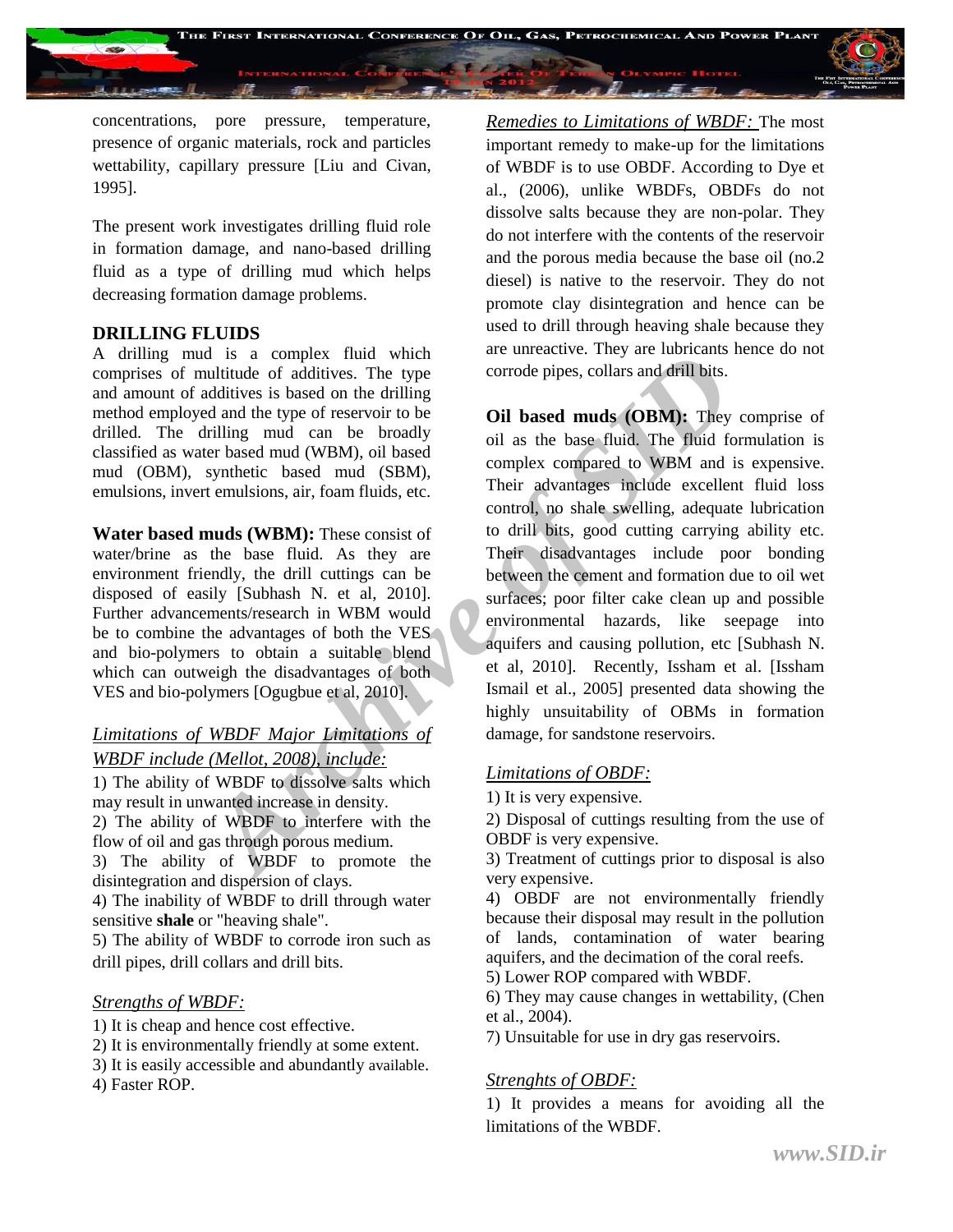concentrations, pore pressure, temperature, presence of organic materials, rock and particles wettability, capillary pressure [Liu and Civan, 1995].

The present work investigates drilling fluid role in formation damage, and nano-based drilling fluid as a type of drilling mud which helps decreasing formation damage problems.

## DRILLING FLUIDS

A drilling mud is a complex fluid which comprises of multitude of additives. The type and amount of additives is based on the drilling method employed and the type of reservoir to be drilled. The drilling mud can be broadly classified as water based mud (WBM), oil based mud (OBM), synthetic based mud (SBM), emulsions, invert emulsions, air, foam fluids, etc.

**Water based muds (WBM):** These consist of water/brine as the base fluid. As they are environment friendly, the drill cuttings can be disposed of easily [Subhash N. et al, 2010]. Further advancements/research in WBM would be to combine the advantages of both the VES and bio-polymers to obtain a suitable blend which can outweigh the disadvantages of both VES and bio-polymers [Ogugbue et al, 2010].

*Limitations of WBDF Major Limitations of WBDF include (Mellot, 2008), include:*

1) The ability of WBDF to dissolve salts which may result in unwanted increase in density.
2) The ability of WBDF to interfere with the flow of oil and gas through porous medium.
3) The ability of WBDF to promote the disintegration and dispersion of clays.
4) The inability of WBDF to drill through water sensitive **shale** or "heaving shale".
5) The ability of WBDF to corrode iron such as drill pipes, drill collars and drill bits.

*Strengths of WBDF:*

1) It is cheap and hence cost effective.
2) It is environmentally friendly at some extent.
3) It is easily accessible and abundantly available.
4) Faster ROP.

*Remedies to Limitations of WBDF:* The most important remedy to make-up for the limitations of WBDF is to use OBDF. According to Dye et al., (2006), unlike WBDFs, OBDFs do not dissolve salts because they are non-polar. They do not interfere with the contents of the reservoir and the porous media because the base oil (no.2 diesel) is native to the reservoir. They do not promote clay disintegration and hence can be used to drill through heaving shale because they are unreactive. They are lubricants hence do not corrode pipes, collars and drill bits.

**Oil based muds (OBM):** They comprise of oil as the base fluid. The fluid formulation is complex compared to WBM and is expensive. Their advantages include excellent fluid loss control, no shale swelling, adequate lubrication to drill bits, good cutting carrying ability etc. Their disadvantages include poor bonding between the cement and formation due to oil wet surfaces; poor filter cake clean up and possible environmental hazards, like seepage into aquifers and causing pollution, etc [Subhash N. et al, 2010]. Recently, Issham et al. [Issham Ismail et al., 2005] presented data showing the highly unsuitability of OBMs in formation damage, for sandstone reservoirs.

*Limitations of OBDF:*

1) It is very expensive.
2) Disposal of cuttings resulting from the use of OBDF is very expensive.
3) Treatment of cuttings prior to disposal is also very expensive.
4) OBDF are not environmentally friendly because their disposal may result in the pollution of lands, contamination of water bearing aquifers, and the decimation of the coral reefs.
5) Lower ROP compared with WBDF.
6) They may cause changes in wettability, (Chen et al., 2004).
7) Unsuitable for use in dry gas reservoirs.

*Strenghts of OBDF:*

1) It provides a means for avoiding all the limitations of the WBDF.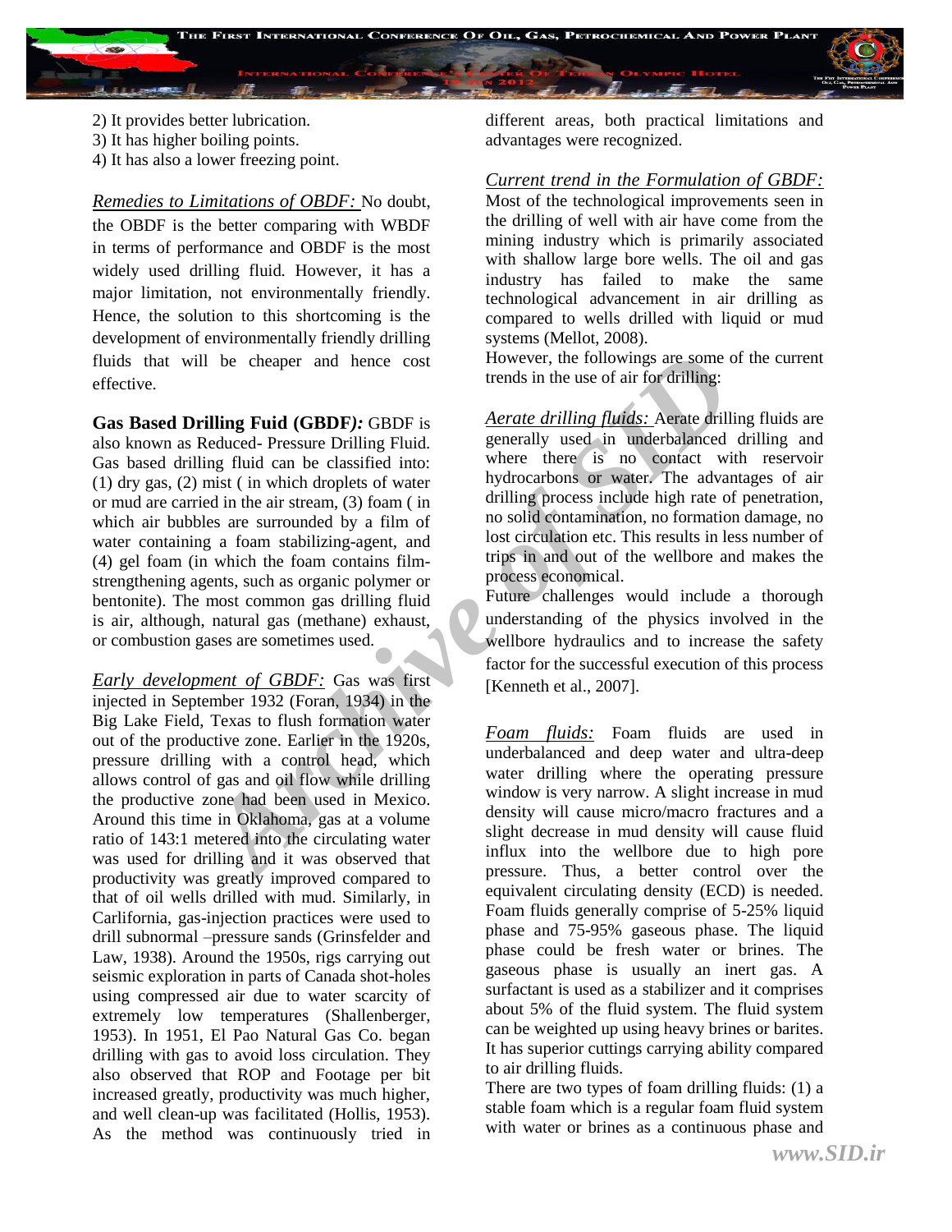2) It provides better lubrication.
3) It has higher boiling points.
4) It has also a lower freezing point.

*Remedies to Limitations of OBDF:* No doubt, the OBDF is the better comparing with WBDF in terms of performance and OBDF is the most widely used drilling fluid. However, it has a major limitation, not environmentally friendly. Hence, the solution to this shortcoming is the development of environmentally friendly drilling fluids that will be cheaper and hence cost effective.

**Gas Based Drilling Fuid (GBDF***)***:** GBDF is also known as Reduced- Pressure Drilling Fluid. Gas based drilling fluid can be classified into: (1) dry gas, (2) mist ( in which droplets of water or mud are carried in the air stream, (3) foam ( in which air bubbles are surrounded by a film of water containing a foam stabilizing-agent, and (4) gel foam (in which the foam contains film-strengthening agents, such as organic polymer or bentonite). The most common gas drilling fluid is air, although, natural gas (methane) exhaust, or combustion gases are sometimes used.

*Early development of GBDF:* Gas was first injected in September 1932 (Foran, 1934) in the Big Lake Field, Texas to flush formation water out of the productive zone. Earlier in the 1920s, pressure drilling with a control head, which allows control of gas and oil flow while drilling the productive zone had been used in Mexico. Around this time in Oklahoma, gas at a volume ratio of 143:1 metered into the circulating water was used for drilling and it was observed that productivity was greatly improved compared to that of oil wells drilled with mud. Similarly, in Carlifornia, gas-injection practices were used to drill subnormal –pressure sands (Grinsfelder and Law, 1938). Around the 1950s, rigs carrying out seismic exploration in parts of Canada shot-holes using compressed air due to water scarcity of extremely low temperatures (Shallenberger, 1953). In 1951, El Pao Natural Gas Co. began drilling with gas to avoid loss circulation. They also observed that ROP and Footage per bit increased greatly, productivity was much higher, and well clean-up was facilitated (Hollis, 1953). As the method was continuously tried in different areas, both practical limitations and advantages were recognized.

*Current trend in the Formulation of GBDF:* Most of the technological improvements seen in the drilling of well with air have come from the mining industry which is primarily associated with shallow large bore wells. The oil and gas industry has failed to make the same technological advancement in air drilling as compared to wells drilled with liquid or mud systems (Mellot, 2008).

However, the followings are some of the current trends in the use of air for drilling:

*Aerate drilling fluids:* Aerate drilling fluids are generally used in underbalanced drilling and where there is no contact with reservoir hydrocarbons or water. The advantages of air drilling process include high rate of penetration, no solid contamination, no formation damage, no lost circulation etc. This results in less number of trips in and out of the wellbore and makes the process economical.

Future challenges would include a thorough understanding of the physics involved in the wellbore hydraulics and to increase the safety factor for the successful execution of this process [Kenneth et al., 2007].

*Foam fluids:* Foam fluids are used in underbalanced and deep water and ultra-deep water drilling where the operating pressure window is very narrow. A slight increase in mud density will cause micro/macro fractures and a slight decrease in mud density will cause fluid influx into the wellbore due to high pore pressure. Thus, a better control over the equivalent circulating density (ECD) is needed. Foam fluids generally comprise of 5-25% liquid phase and 75-95% gaseous phase. The liquid phase could be fresh water or brines. The gaseous phase is usually an inert gas. A surfactant is used as a stabilizer and it comprises about 5% of the fluid system. The fluid system can be weighted up using heavy brines or barites. It has superior cuttings carrying ability compared to air drilling fluids.

There are two types of foam drilling fluids: (1) a stable foam which is a regular foam fluid system with water or brines as a continuous phase and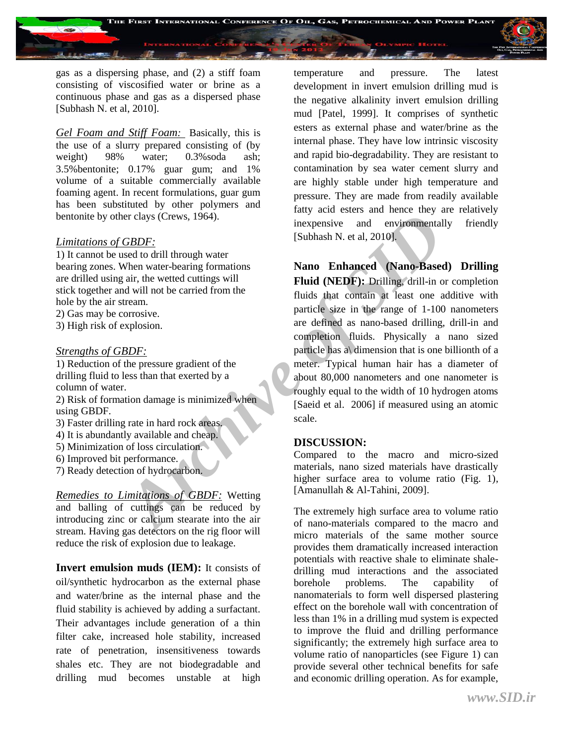gas as a dispersing phase, and (2) a stiff foam consisting of viscosified water or brine as a continuous phase and gas as a dispersed phase [Subhash N. et al, 2010].

*Gel Foam and Stiff Foam:* Basically, this is the use of a slurry prepared consisting of (by weight) 98% water; 0.3%soda ash; 3.5%bentonite; 0.17% guar gum; and 1% volume of a suitable commercially available foaming agent. In recent formulations, guar gum has been substituted by other polymers and bentonite by other clays (Crews, 1964).

*Limitations of GBDF:*

1) It cannot be used to drill through water bearing zones. When water-bearing formations are drilled using air, the wetted cuttings will stick together and will not be carried from the hole by the air stream.
2) Gas may be corrosive.
3) High risk of explosion.

*Strengths of GBDF:*

1) Reduction of the pressure gradient of the drilling fluid to less than that exerted by a column of water.
2) Risk of formation damage is minimized when using GBDF.
3) Faster drilling rate in hard rock areas.
4) It is abundantly available and cheap.
5) Minimization of loss circulation.
6) Improved bit performance.
7) Ready detection of hydrocarbon.

*Remedies to Limitations of GBDF:* Wetting and balling of cuttings can be reduced by introducing zinc or calcium stearate into the air stream. Having gas detectors on the rig floor will reduce the risk of explosion due to leakage.

**Invert emulsion muds (IEM):** It consists of oil/synthetic hydrocarbon as the external phase and water/brine as the internal phase and the fluid stability is achieved by adding a surfactant. Their advantages include generation of a thin filter cake, increased hole stability, increased rate of penetration, insensitiveness towards shales etc. They are not biodegradable and drilling mud becomes unstable at high temperature and pressure. The latest development in invert emulsion drilling mud is the negative alkalinity invert emulsion drilling mud [Patel, 1999]. It comprises of synthetic esters as external phase and water/brine as the internal phase. They have low intrinsic viscosity and rapid bio-degradability. They are resistant to contamination by sea water cement slurry and are highly stable under high temperature and pressure. They are made from readily available fatty acid esters and hence they are relatively inexpensive and environmentally friendly [Subhash N. et al, 2010].

**Nano Enhanced (Nano-Based) Drilling Fluid (NEDF):** Drilling, drill-in or completion fluids that contain at least one additive with particle size in the range of 1-100 nanometers are defined as nano-based drilling, drill-in and completion fluids. Physically a nano sized particle has a\ dimension that is one billionth of a meter. Typical human hair has a diameter of about 80,000 nanometers and one nanometer is roughly equal to the width of 10 hydrogen atoms [Saeid et al. 2006] if measured using an atomic scale.

## DISCUSSION:

Compared to the macro and micro-sized materials, nano sized materials have drastically higher surface area to volume ratio (Fig. 1), [Amanullah & Al-Tahini, 2009].

The extremely high surface area to volume ratio of nano-materials compared to the macro and micro materials of the same mother source provides them dramatically increased interaction potentials with reactive shale to eliminate shale-drilling mud interactions and the associated borehole problems. The capability of nanomaterials to form well dispersed plastering effect on the borehole wall with concentration of less than 1% in a drilling mud system is expected to improve the fluid and drilling performance significantly; the extremely high surface area to volume ratio of nanoparticles (see Figure 1) can provide several other technical benefits for safe and economic drilling operation. As for example,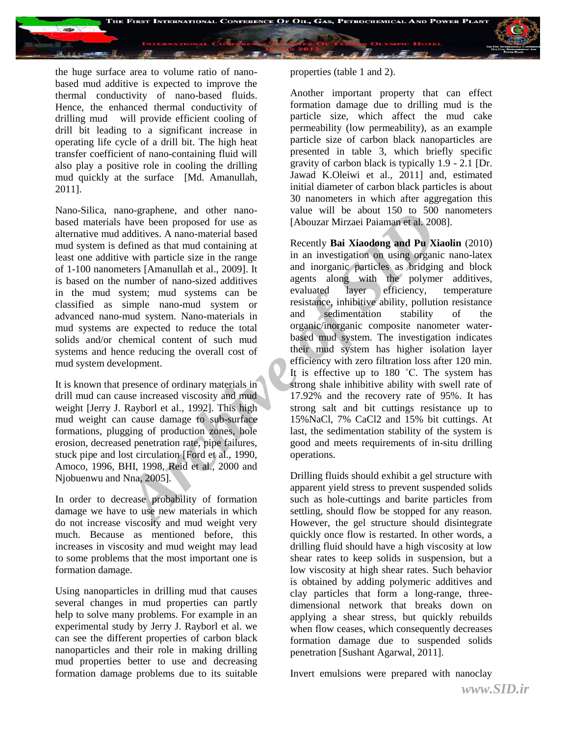the huge surface area to volume ratio of nano-based mud additive is expected to improve the thermal conductivity of nano-based fluids. Hence, the enhanced thermal conductivity of drilling mud will provide efficient cooling of drill bit leading to a significant increase in operating life cycle of a drill bit. The high heat transfer coefficient of nano-containing fluid will also play a positive role in cooling the drilling mud quickly at the surface [Md. Amanullah, 2011].

Nano-Silica, nano-graphene, and other nano-based materials have been proposed for use as alternative mud additives. A nano-material based mud system is defined as that mud containing at least one additive with particle size in the range of 1-100 nanometers [Amanullah et al., 2009]. It is based on the number of nano-sized additives in the mud system; mud systems can be classified as simple nano-mud system or advanced nano-mud system. Nano-materials in mud systems are expected to reduce the total solids and/or chemical content of such mud systems and hence reducing the overall cost of mud system development.

It is known that presence of ordinary materials in drill mud can cause increased viscosity and mud weight [Jerry J. Rayborl et al., 1992]. This high mud weight can cause damage to sub-surface formations, plugging of production zones, hole erosion, decreased penetration rate, pipe failures, stuck pipe and lost circulation [Ford et al., 1990, Amoco, 1996, BHI, 1998, Reid et al., 2000 and Njobuenwu and Nna, 2005].

In order to decrease probability of formation damage we have to use new materials in which do not increase viscosity and mud weight very much. Because as mentioned before, this increases in viscosity and mud weight may lead to some problems that the most important one is formation damage.

Using nanoparticles in drilling mud that causes several changes in mud properties can partly help to solve many problems. For example in an experimental study by Jerry J. Rayborl et al. we can see the different properties of carbon black nanoparticles and their role in making drilling mud properties better to use and decreasing formation damage problems due to its suitable properties (table 1 and 2).

Another important property that can effect formation damage due to drilling mud is the particle size, which affect the mud cake permeability (low permeability), as an example particle size of carbon black nanoparticles are presented in table 3, which briefly specific gravity of carbon black is typically 1.9 - 2.1 [Dr. Jawad K.Oleiwi et al., 2011] and, estimated initial diameter of carbon black particles is about 30 nanometers in which after aggregation this value will be about 150 to 500 nanometers [Abouzar Mirzaei Paiaman et al. 2008].

Recently **Bai Xiaodong and Pu Xiaolin** (2010) in an investigation on using organic nano-latex and inorganic particles as bridging and block agents along with the polymer additives, evaluated layer efficiency, temperature resistance, inhibitive ability, pollution resistance and sedimentation stability of the organic/inorganic composite nanometer water-based mud system. The investigation indicates their mud system has higher isolation layer efficiency with zero filtration loss after 120 min. It is effective up to 180 ˚C. The system has strong shale inhibitive ability with swell rate of 17.92% and the recovery rate of 95%. It has strong salt and bit cuttings resistance up to 15%NaCl, 7% $CaCl_2$ and 15% bit cuttings. At last, the sedimentation stability of the system is good and meets requirements of in-situ drilling operations.

Drilling fluids should exhibit a gel structure with apparent yield stress to prevent suspended solids such as hole-cuttings and barite particles from settling, should flow be stopped for any reason. However, the gel structure should disintegrate quickly once flow is restarted. In other words, a drilling fluid should have a high viscosity at low shear rates to keep solids in suspension, but a low viscosity at high shear rates. Such behavior is obtained by adding polymeric additives and clay particles that form a long-range, three-dimensional network that breaks down on applying a shear stress, but quickly rebuilds when flow ceases, which consequently decreases formation damage due to suspended solids penetration [Sushant Agarwal, 2011].

Invert emulsions were prepared with nanoclay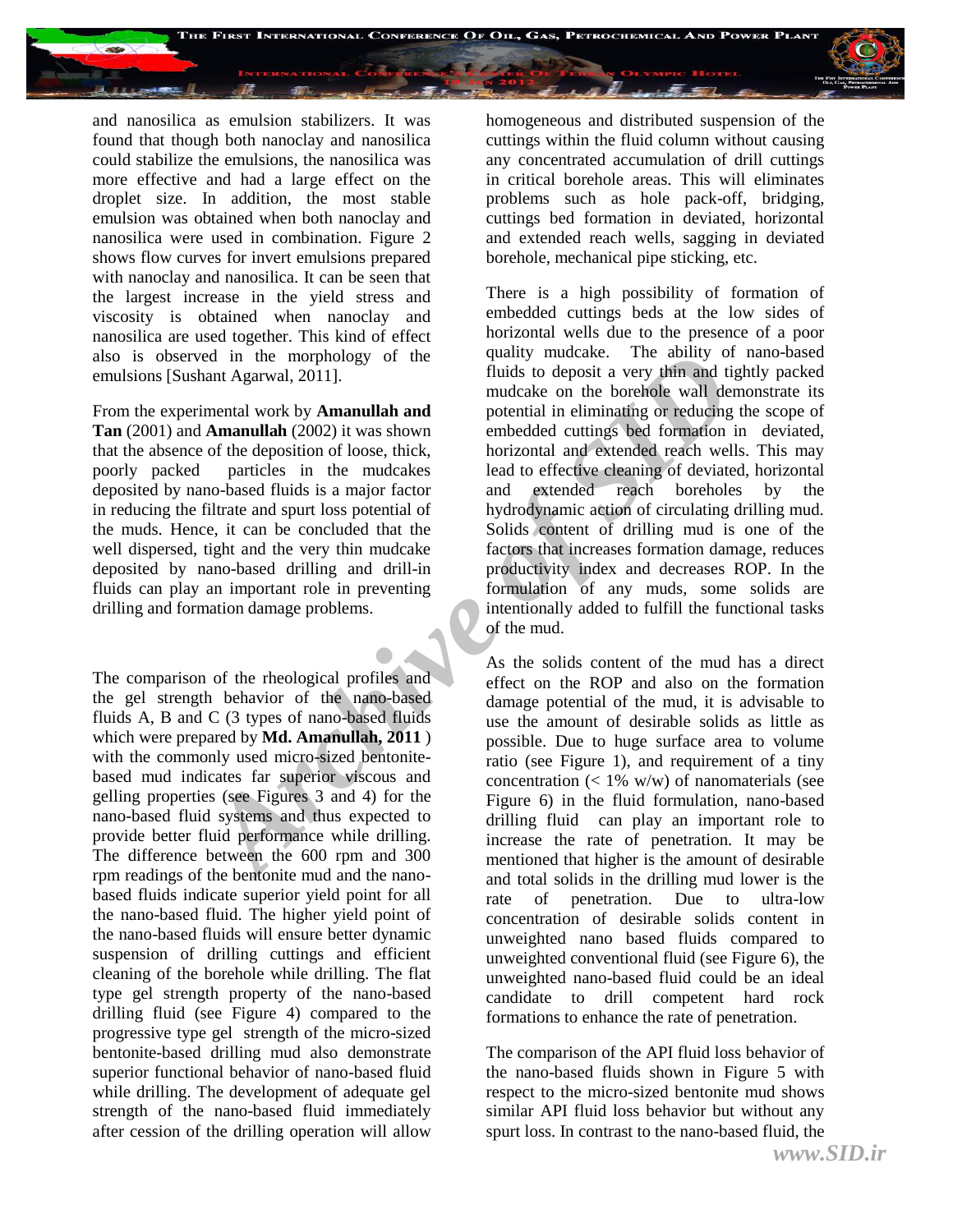and nanosilica as emulsion stabilizers. It was found that though both nanoclay and nanosilica could stabilize the emulsions, the nanosilica was more effective and had a large effect on the droplet size. In addition, the most stable emulsion was obtained when both nanoclay and nanosilica were used in combination. Figure 2 shows flow curves for invert emulsions prepared with nanoclay and nanosilica. It can be seen that the largest increase in the yield stress and viscosity is obtained when nanoclay and nanosilica are used together. This kind of effect also is observed in the morphology of the emulsions [Sushant Agarwal, 2011].

From the experimental work by **Amanullah and Tan** (2001) and **Amanullah** (2002) it was shown that the absence of the deposition of loose, thick, poorly packed particles in the mudcakes deposited by nano-based fluids is a major factor in reducing the filtrate and spurt loss potential of the muds. Hence, it can be concluded that the well dispersed, tight and the very thin mudcake deposited by nano-based drilling and drill-in fluids can play an important role in preventing drilling and formation damage problems.

The comparison of the rheological profiles and the gel strength behavior of the nano-based fluids A, B and C (3 types of nano-based fluids which were prepared by **Md. Amanullah, 2011** ) with the commonly used micro-sized bentonite-based mud indicates far superior viscous and gelling properties (see Figures 3 and 4) for the nano-based fluid systems and thus expected to provide better fluid performance while drilling. The difference between the 600 rpm and 300 rpm readings of the bentonite mud and the nano-based fluids indicate superior yield point for all the nano-based fluid. The higher yield point of the nano-based fluids will ensure better dynamic suspension of drilling cuttings and efficient cleaning of the borehole while drilling. The flat type gel strength property of the nano-based drilling fluid (see Figure 4) compared to the progressive type gel strength of the micro-sized bentonite-based drilling mud also demonstrate superior functional behavior of nano-based fluid while drilling. The development of adequate gel strength of the nano-based fluid immediately after cession of the drilling operation will allow homogeneous and distributed suspension of the cuttings within the fluid column without causing any concentrated accumulation of drill cuttings in critical borehole areas. This will eliminates problems such as hole pack-off, bridging, cuttings bed formation in deviated, horizontal and extended reach wells, sagging in deviated borehole, mechanical pipe sticking, etc.

There is a high possibility of formation of embedded cuttings beds at the low sides of horizontal wells due to the presence of a poor quality mudcake. The ability of nano-based fluids to deposit a very thin and tightly packed mudcake on the borehole wall demonstrate its potential in eliminating or reducing the scope of embedded cuttings bed formation in deviated, horizontal and extended reach wells. This may lead to effective cleaning of deviated, horizontal and extended reach boreholes by the hydrodynamic action of circulating drilling mud. Solids content of drilling mud is one of the factors that increases formation damage, reduces productivity index and decreases ROP. In the formulation of any muds, some solids are intentionally added to fulfill the functional tasks of the mud.

As the solids content of the mud has a direct effect on the ROP and also on the formation damage potential of the mud, it is advisable to use the amount of desirable solids as little as possible. Due to huge surface area to volume ratio (see Figure 1), and requirement of a tiny concentration (< 1% w/w) of nanomaterials (see Figure 6) in the fluid formulation, nano-based drilling fluid can play an important role to increase the rate of penetration. It may be mentioned that higher is the amount of desirable and total solids in the drilling mud lower is the rate of penetration. Due to ultra-low concentration of desirable solids content in unweighted nano based fluids compared to unweighted conventional fluid (see Figure 6), the unweighted nano-based fluid could be an ideal candidate to drill competent hard rock formations to enhance the rate of penetration.

The comparison of the API fluid loss behavior of the nano-based fluids shown in Figure 5 with respect to the micro-sized bentonite mud shows similar API fluid loss behavior but without any spurt loss. In contrast to the nano-based fluid, the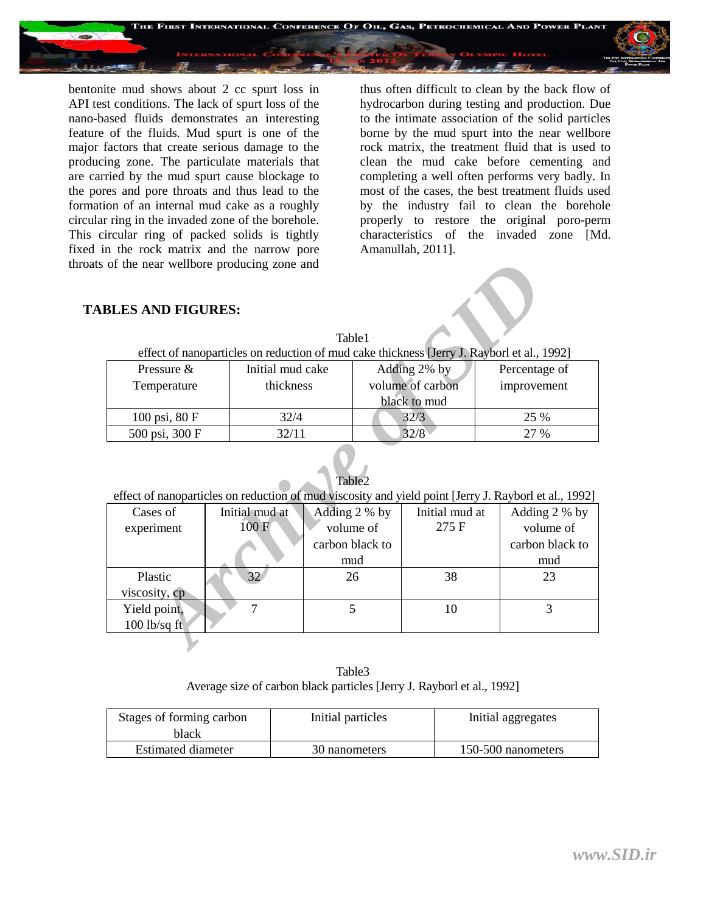bentonite mud shows about 2 cc spurt loss in API test conditions. The lack of spurt loss of the nano-based fluids demonstrates an interesting feature of the fluids. Mud spurt is one of the major factors that create serious damage to the producing zone. The particulate materials that are carried by the mud spurt cause blockage to the pores and pore throats and thus lead to the formation of an internal mud cake as a roughly circular ring in the invaded zone of the borehole. This circular ring of packed solids is tightly fixed in the rock matrix and the narrow pore throats of the near wellbore producing zone and thus often difficult to clean by the back flow of hydrocarbon during testing and production. Due to the intimate association of the solid particles borne by the mud spurt into the near wellbore rock matrix, the treatment fluid that is used to clean the mud cake before cementing and completing a well often performs very badly. In most of the cases, the best treatment fluids used by the industry fail to clean the borehole properly to restore the original poro-perm characteristics of the invaded zone [Md. Amanullah, 2011].

## TABLES AND FIGURES:

Table1

effect of nanoparticles on reduction of mud cake thickness [Jerry J. Rayborl et al., 1992]

| Pressure & Temperature | Initial mud cake thickness | Adding 2% by volume of carbon black to mud | Percentage of improvement |
|---|---|---|---|
| 100 psi, 80 F | 32/4 | 32/3 | 25 % |
| 500 psi, 300 F | 32/11 | 32/8 | 27 % |

Table2

effect of nanoparticles on reduction of mud viscosity and yield point [Jerry J. Rayborl et al., 1992]

| Cases of experiment | Initial mud at 100 F | Adding 2 % by volume of carbon black to mud | Initial mud at 275 F | Adding 2 % by volume of carbon black to mud |
|---|---|---|---|---|
| Plastic viscosity, cp | 32 | 26 | 38 | 23 |
| Yield point, 100 lb/sq ft | 7 | 5 | 10 | 3 |

Table3

Average size of carbon black particles [Jerry J. Rayborl et al., 1992]

| Stages of forming carbon black | Initial particles | Initial aggregates |
|---|---|---|
| Estimated diameter | 30 nanometers | 150-500 nanometers |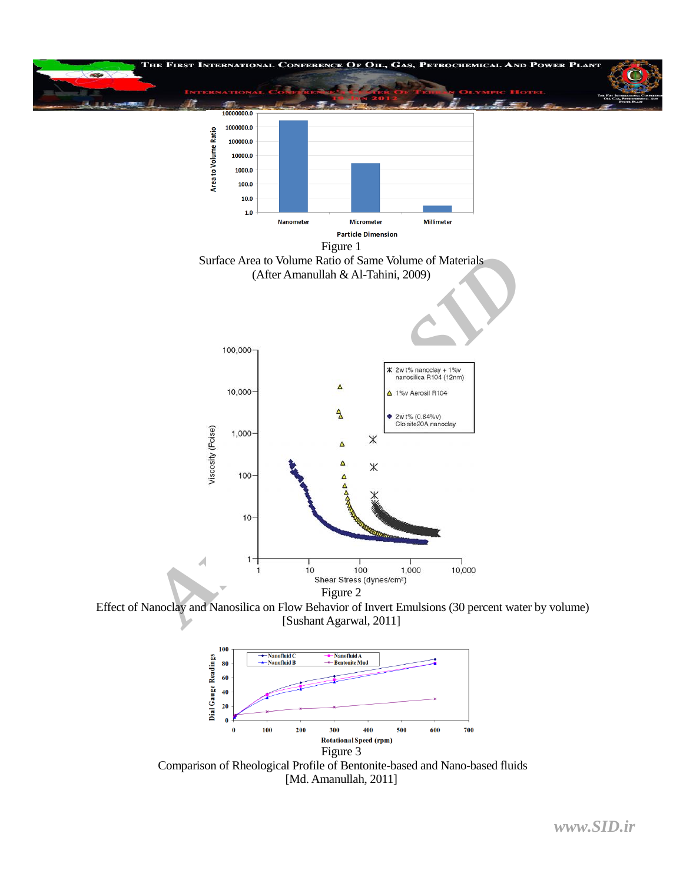Figure 1
Surface Area to Volume Ratio of Same Volume of Materials
(After Amanullah & Al-Tahini, 2009)

Figure 2
Effect of Nanoclay and Nanosilica on Flow Behavior of Invert Emulsions (30 percent water by volume)
[Sushant Agarwal, 2011]

Figure 3
Comparison of Rheological Profile of Bentonite-based and Nano-based fluids
[Md. Amanullah, 2011]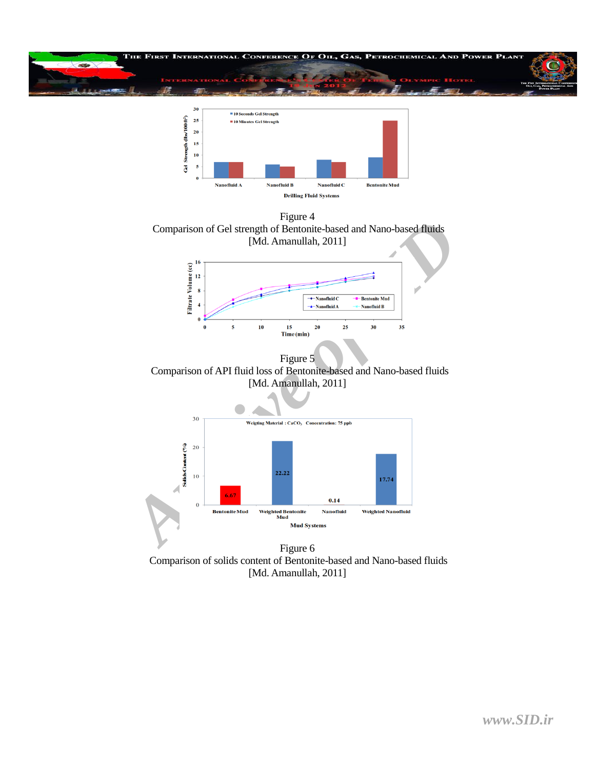Figure 4
Comparison of Gel strength of Bentonite-based and Nano-based fluids
[Md. Amanullah, 2011]

Figure 5
Comparison of API fluid loss of Bentonite-based and Nano-based fluids
[Md. Amanullah, 2011]

Figure 6
Comparison of solids content of Bentonite-based and Nano-based fluids
[Md. Amanullah, 2011]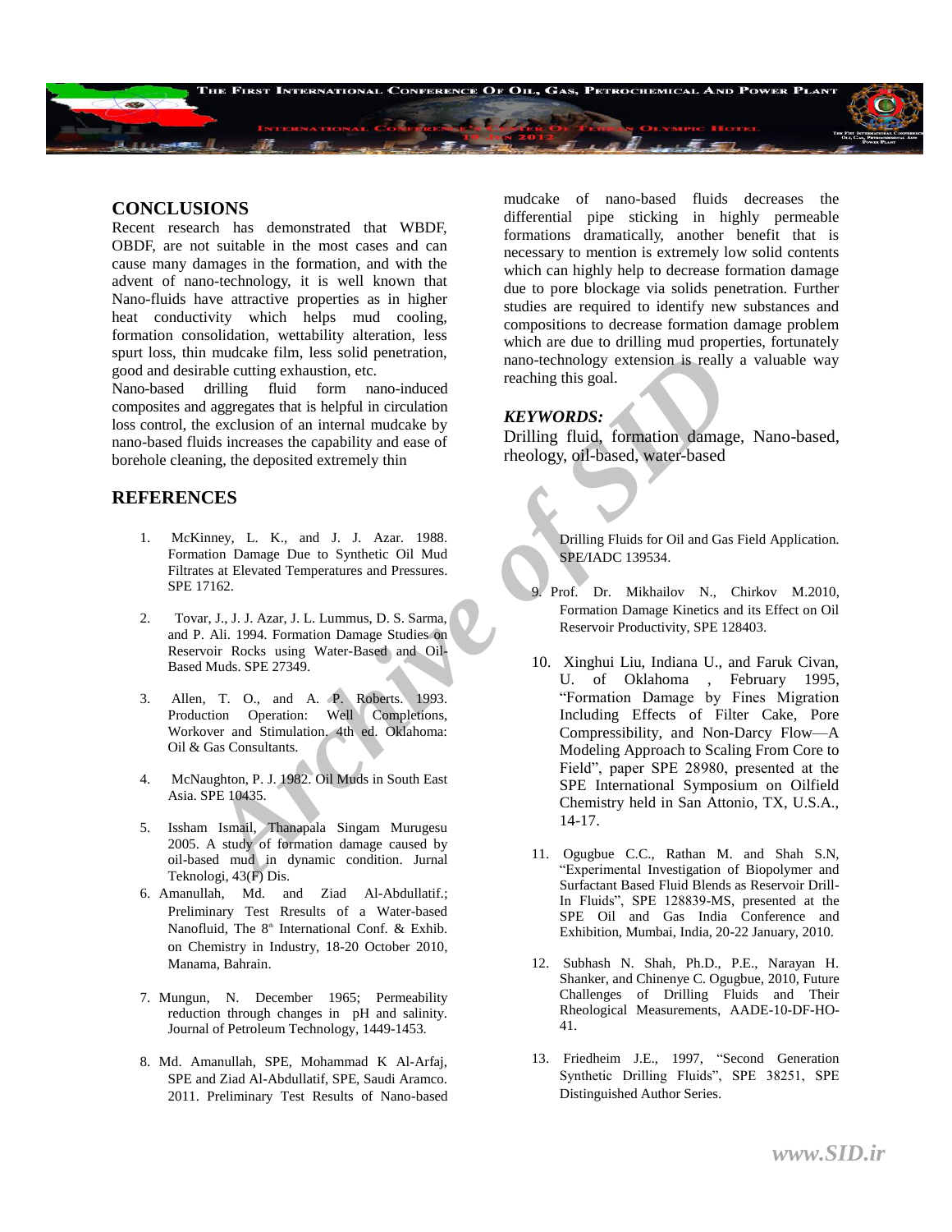## CONCLUSIONS

Recent research has demonstrated that WBDF, OBDF, are not suitable in the most cases and can cause many damages in the formation, and with the advent of nano-technology, it is well known that Nano-fluids have attractive properties as in higher heat conductivity which helps mud cooling, formation consolidation, wettability alteration, less spurt loss, thin mudcake film, less solid penetration, good and desirable cutting exhaustion, etc.

Nano-based drilling fluid form nano-induced composites and aggregates that is helpful in circulation loss control, the exclusion of an internal mudcake by nano-based fluids increases the capability and ease of borehole cleaning, the deposited extremely thin mudcake of nano-based fluids decreases the differential pipe sticking in highly permeable formations dramatically, another benefit that is necessary to mention is extremely low solid contents which can highly help to decrease formation damage due to pore blockage via solids penetration. Further studies are required to identify new substances and compositions to decrease formation damage problem which are due to drilling mud properties, fortunately nano-technology extension is really a valuable way reaching this goal.

***KEYWORDS:***

Drilling fluid, formation damage, Nano-based, rheology, oil-based, water-based

## REFERENCES

1. McKinney, L. K., and J. J. Azar. 1988. Formation Damage Due to Synthetic Oil Mud Filtrates at Elevated Temperatures and Pressures. SPE 17162.
2. Tovar, J., J. J. Azar, J. L. Lummus, D. S. Sarma, and P. Ali. 1994. Formation Damage Studies on Reservoir Rocks using Water-Based and Oil-Based Muds. SPE 27349.
3. Allen, T. O., and A. P. Roberts. 1993. Production Operation: Well Completions, Workover and Stimulation. 4th ed. Oklahoma: Oil & Gas Consultants.
4. McNaughton, P. J. 1982. Oil Muds in South East Asia. SPE 10435.
5. Issham Ismail, Thanapala Singam Murugesu 2005. A study of formation damage caused by oil-based mud in dynamic condition. Jurnal Teknologi, 43(F) Dis.
6. Amanullah, Md. and Ziad Al-Abdullatif.; Preliminary Test Rresults of a Water-based Nanofluid, The 8th International Conf. & Exhib. on Chemistry in Industry, 18-20 October 2010, Manama, Bahrain.
7. Mungun, N. December 1965; Permeability reduction through changes in pH and salinity. Journal of Petroleum Technology, 1449-1453.
8. Md. Amanullah, SPE, Mohammad K Al-Arfaj, SPE and Ziad Al-Abdullatif, SPE, Saudi Aramco. 2011. Preliminary Test Results of Nano-based Drilling Fluids for Oil and Gas Field Application. SPE/IADC 139534.
9. Prof. Dr. Mikhailov N., Chirkov M.2010, Formation Damage Kinetics and its Effect on Oil Reservoir Productivity, SPE 128403.
10. Xinghui Liu, Indiana U., and Faruk Civan, U. of Oklahoma , February 1995, "Formation Damage by Fines Migration Including Effects of Filter Cake, Pore Compressibility, and Non-Darcy Flow—A Modeling Approach to Scaling From Core to Field", paper SPE 28980, presented at the SPE International Symposium on Oilfield Chemistry held in San Attonio, TX, U.S.A., 14-17.
11. Ogugbue C.C., Rathan M. and Shah S.N, "Experimental Investigation of Biopolymer and Surfactant Based Fluid Blends as Reservoir Drill-In Fluids", SPE 128839-MS, presented at the SPE Oil and Gas India Conference and Exhibition, Mumbai, India, 20-22 January, 2010.
12. Subhash N. Shah, Ph.D., P.E., Narayan H. Shanker, and Chinenye C. Ogugbue, 2010, Future Challenges of Drilling Fluids and Their Rheological Measurements, AADE-10-DF-HO-41.
13. Friedheim J.E., 1997, "Second Generation Synthetic Drilling Fluids", SPE 38251, SPE Distinguished Author Series.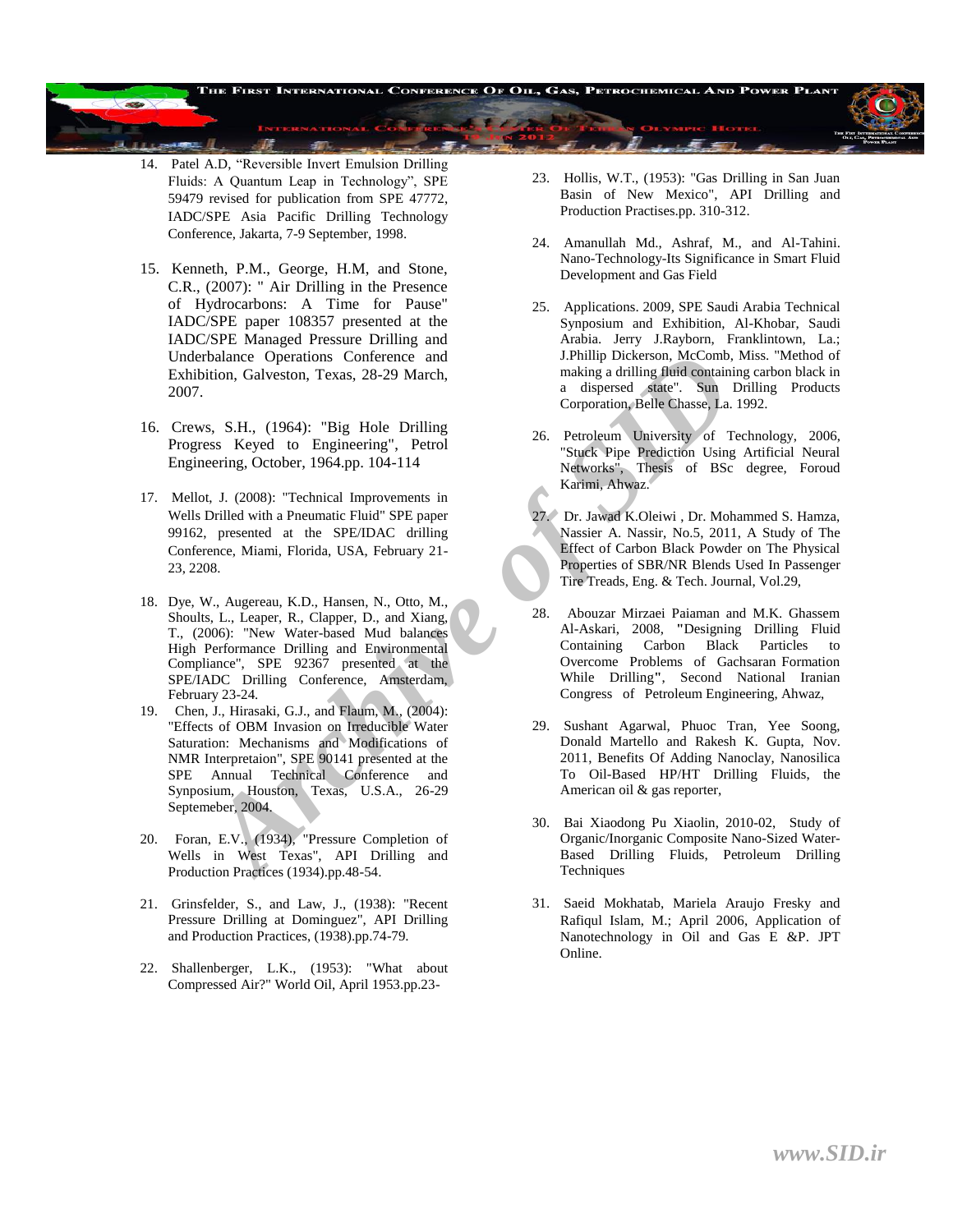14. Patel A.D, “Reversible Invert Emulsion Drilling Fluids: A Quantum Leap in Technology”, SPE 59479 revised for publication from SPE 47772, IADC/SPE Asia Pacific Drilling Technology Conference, Jakarta, 7-9 September, 1998.

15. Kenneth, P.M., George, H.M, and Stone, C.R., (2007): " Air Drilling in the Presence of Hydrocarbons: A Time for Pause" IADC/SPE paper 108357 presented at the IADC/SPE Managed Pressure Drilling and Underbalance Operations Conference and Exhibition, Galveston, Texas, 28-29 March, 2007.

16. Crews, S.H., (1964): "Big Hole Drilling Progress Keyed to Engineering", Petrol Engineering, October, 1964.pp. 104-114

17. Mellot, J. (2008): "Technical Improvements in Wells Drilled with a Pneumatic Fluid" SPE paper 99162, presented at the SPE/IDAC drilling Conference, Miami, Florida, USA, February 21-23, 2208.

18. Dye, W., Augereau, K.D., Hansen, N., Otto, M., Shoults, L., Leaper, R., Clapper, D., and Xiang, T., (2006): "New Water-based Mud balances High Performance Drilling and Environmental Compliance", SPE 92367 presented at the SPE/IADC Drilling Conference, Amsterdam, February 23-24.

19. Chen, J., Hirasaki, G.J., and Flaum, M., (2004): "Effects of OBM Invasion on Irreducible Water Saturation: Mechanisms and Modifications of NMR Interpretaion", SPE 90141 presented at the SPE Annual Technical Conference and Synposium, Houston, Texas, U.S.A., 26-29 Septemeber, 2004.

20. Foran, E.V., (1934), "Pressure Completion of Wells in West Texas", API Drilling and Production Practices (1934).pp.48-54.

21. Grinsfelder, S., and Law, J., (1938): "Recent Pressure Drilling at Dominguez", API Drilling and Production Practices, (1938).pp.74-79.

22. Shallenberger, L.K., (1953): "What about Compressed Air?" World Oil, April 1953.pp.23-

23. Hollis, W.T., (1953): "Gas Drilling in San Juan Basin of New Mexico", API Drilling and Production Practises.pp. 310-312.

24. Amanullah Md., Ashraf, M., and Al-Tahini. Nano-Technology-Its Significance in Smart Fluid Development and Gas Field

25. Applications. 2009, SPE Saudi Arabia Technical Synposium and Exhibition, Al-Khobar, Saudi Arabia. Jerry J.Rayborn, Franklintown, La.; J.Phillip Dickerson, McComb, Miss. "Method of making a drilling fluid containing carbon black in a dispersed state". Sun Drilling Products Corporation, Belle Chasse, La. 1992.

26. Petroleum University of Technology, 2006, "Stuck Pipe Prediction Using Artificial Neural Networks", Thesis of BSc degree, Foroud Karimi, Ahwaz.

27. Dr. Jawad K.Oleiwi , Dr. Mohammed S. Hamza, Nassier A. Nassir, No.5, 2011, A Study of The Effect of Carbon Black Powder on The Physical Properties of SBR/NR Blends Used In Passenger Tire Treads, Eng. & Tech. Journal, Vol.29,

28. Abouzar Mirzaei Paiaman and M.K. Ghassem Al-Askari, 2008, "Designing Drilling Fluid Containing Carbon Black Particles to Overcome Problems of Gachsaran Formation While Drilling", Second National Iranian Congress of Petroleum Engineering, Ahwaz,

29. Sushant Agarwal, Phuoc Tran, Yee Soong, Donald Martello and Rakesh K. Gupta, Nov. 2011, Benefits Of Adding Nanoclay, Nanosilica To Oil-Based HP/HT Drilling Fluids, the American oil & gas reporter,

30. Bai Xiaodong Pu Xiaolin, 2010-02, Study of Organic/Inorganic Composite Nano-Sized Water-Based Drilling Fluids, Petroleum Drilling Techniques

31. Saeid Mokhatab, Mariela Araujo Fresky and Rafiqul Islam, M.; April 2006, Application of Nanotechnology in Oil and Gas E &P. JPT Online.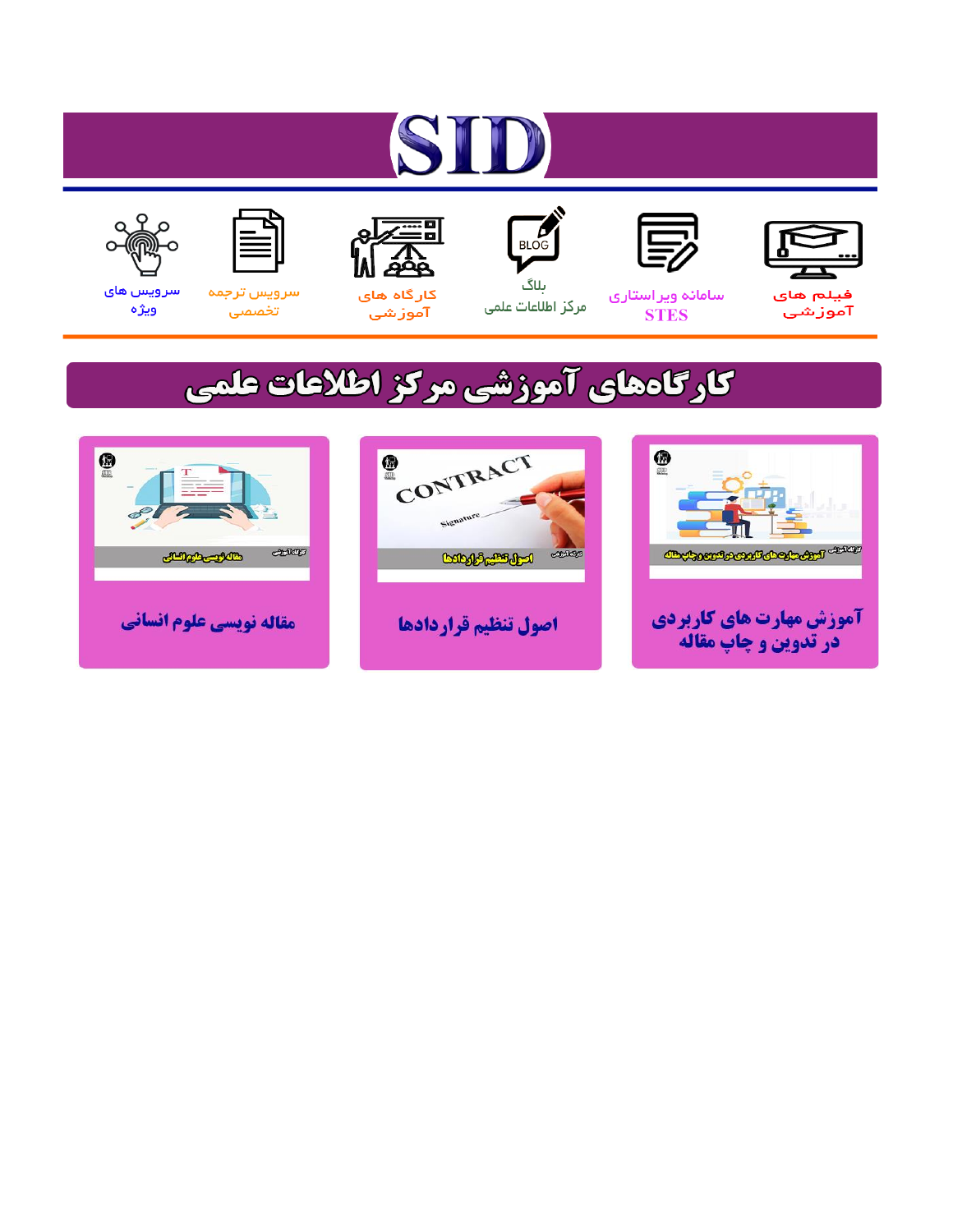# SID

فیلم های آموزشی

سامانه ویراستاری STES

بلاگ مرکز اطلاعات علمی

کارگاه های آموزشی

سرویس ترجمه تخصصی

سرویس های ویژه

## کارگاه‌های آموزشی مرکز اطلاعات علمی

آموزش مهارت های کاربردی در تدوین و چاپ مقاله

اصول تنظیم قراردادها

مقاله نویسی علوم انسانی